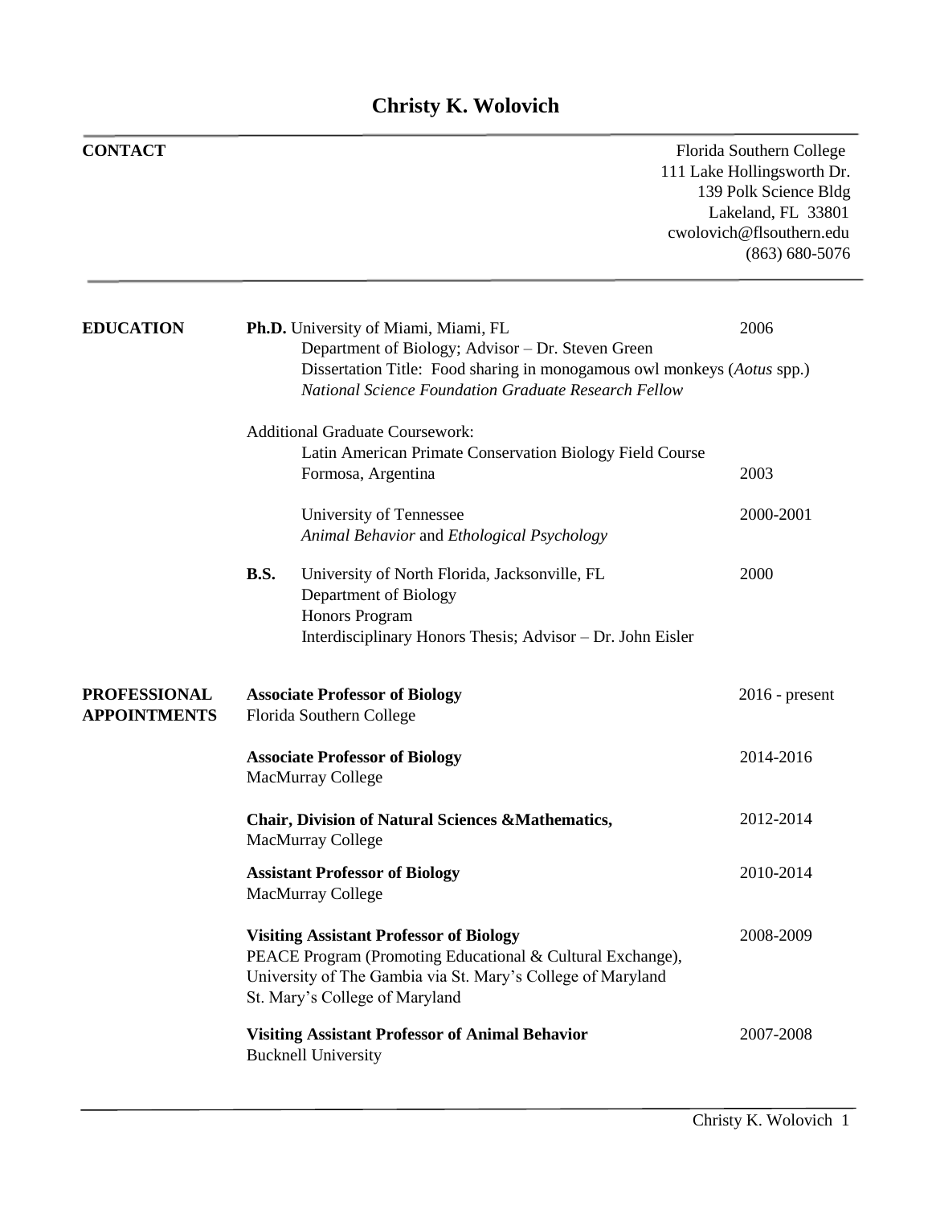# Christy K. Wolovich

## CONTACT

Florida Southern College
111 Lake Hollingsworth Dr.
139 Polk Science Bldg
Lakeland, FL 33801
cwolovich@flsouthern.edu
(863) 680-5076

## EDUCATION

**Ph.D.** University of Miami, Miami, FL — 2006
Department of Biology; Advisor – Dr. Steven Green
Dissertation Title: Food sharing in monogamous owl monkeys (*Aotus* spp.)
*National Science Foundation Graduate Research Fellow*

Additional Graduate Coursework:

Latin American Primate Conservation Biology Field Course
Formosa, Argentina — 2003

University of Tennessee — 2000-2001
*Animal Behavior* and *Ethological Psychology*

**B.S.** University of North Florida, Jacksonville, FL — 2000
Department of Biology
Honors Program
Interdisciplinary Honors Thesis; Advisor – Dr. John Eisler

## PROFESSIONAL APPOINTMENTS

**Associate Professor of Biology** — 2016 - present
Florida Southern College

**Associate Professor of Biology** — 2014-2016
MacMurray College

**Chair, Division of Natural Sciences &Mathematics,** — 2012-2014
MacMurray College

**Assistant Professor of Biology** — 2010-2014
MacMurray College

**Visiting Assistant Professor of Biology** — 2008-2009
PEACE Program (Promoting Educational & Cultural Exchange),
University of The Gambia via St. Mary's College of Maryland
St. Mary's College of Maryland

**Visiting Assistant Professor of Animal Behavior** — 2007-2008
Bucknell University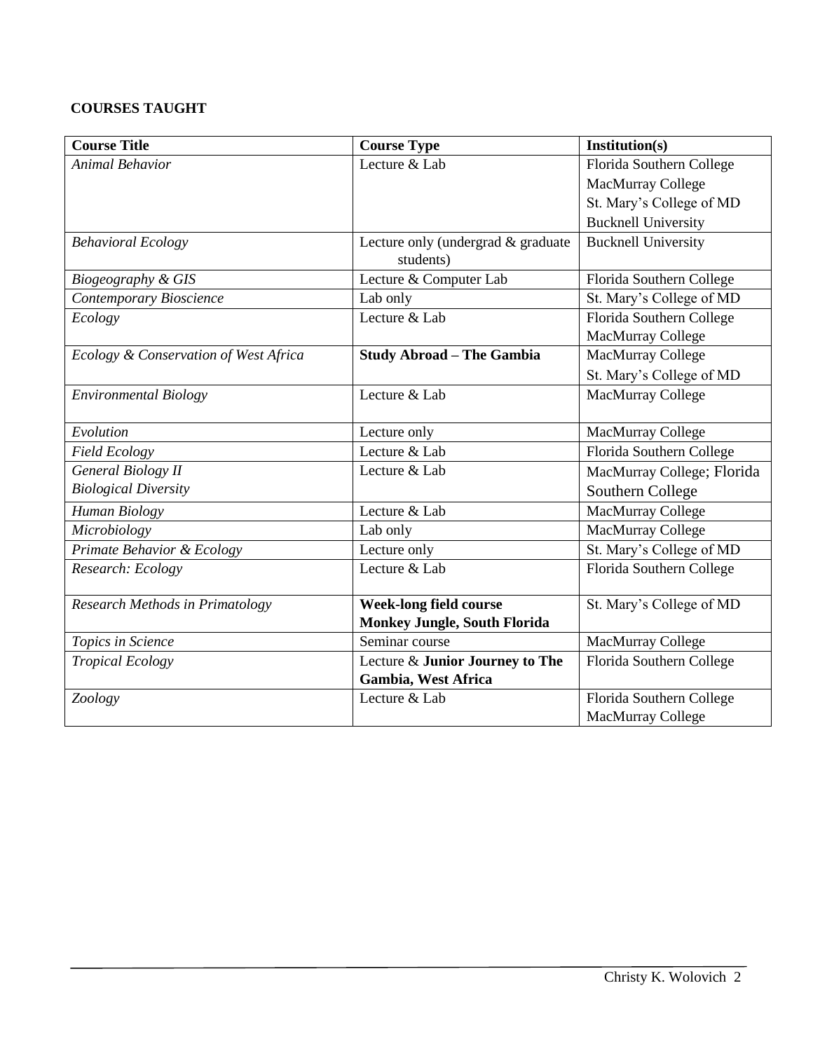**COURSES TAUGHT**

| Course Title | Course Type | Institution(s) |
|---|---|---|
| *Animal Behavior* | Lecture & Lab | Florida Southern College<br>MacMurray College<br>St. Mary's College of MD<br>Bucknell University |
| *Behavioral Ecology* | Lecture only (undergrad & graduate students) | Bucknell University |
| *Biogeography & GIS* | Lecture & Computer Lab | Florida Southern College |
| *Contemporary Bioscience* | Lab only | St. Mary's College of MD |
| *Ecology* | Lecture & Lab | Florida Southern College<br>MacMurray College |
| *Ecology & Conservation of West Africa* | **Study Abroad – The Gambia** | MacMurray College<br>St. Mary's College of MD |
| *Environmental Biology* | Lecture & Lab | MacMurray College |
| *Evolution* | Lecture only | MacMurray College |
| *Field Ecology* | Lecture & Lab | Florida Southern College |
| *General Biology II*<br>*Biological Diversity* | Lecture & Lab | MacMurray College; Florida Southern College |
| *Human Biology* | Lecture & Lab | MacMurray College |
| *Microbiology* | Lab only | MacMurray College |
| *Primate Behavior & Ecology* | Lecture only | St. Mary's College of MD |
| *Research: Ecology* | Lecture & Lab | Florida Southern College |
| *Research Methods in Primatology* | **Week-long field course**<br>**Monkey Jungle, South Florida** | St. Mary's College of MD |
| *Topics in Science* | Seminar course | MacMurray College |
| *Tropical Ecology* | Lecture & **Junior Journey to The Gambia, West Africa** | Florida Southern College |
| *Zoology* | Lecture & Lab | Florida Southern College<br>MacMurray College |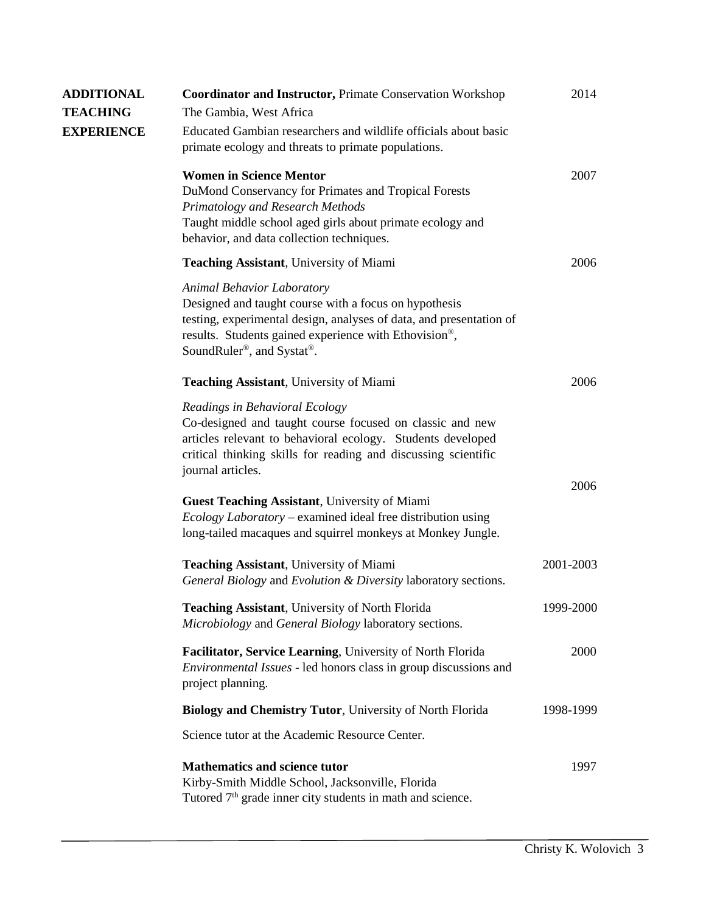## ADDITIONAL TEACHING EXPERIENCE

**Coordinator and Instructor,** Primate Conservation Workshop — 2014
The Gambia, West Africa
Educated Gambian researchers and wildlife officials about basic primate ecology and threats to primate populations.

**Women in Science Mentor** — 2007
DuMond Conservancy for Primates and Tropical Forests
*Primatology and Research Methods*
Taught middle school aged girls about primate ecology and behavior, and data collection techniques.

**Teaching Assistant**, University of Miami — 2006

*Animal Behavior Laboratory*
Designed and taught course with a focus on hypothesis testing, experimental design, analyses of data, and presentation of results. Students gained experience with Ethovision®, SoundRuler®, and Systat®.

**Teaching Assistant**, University of Miami — 2006

*Readings in Behavioral Ecology*
Co-designed and taught course focused on classic and new articles relevant to behavioral ecology. Students developed critical thinking skills for reading and discussing scientific journal articles.

**Guest Teaching Assistant**, University of Miami — 2006
*Ecology Laboratory* – examined ideal free distribution using long-tailed macaques and squirrel monkeys at Monkey Jungle.

**Teaching Assistant**, University of Miami — 2001-2003
*General Biology* and *Evolution & Diversity* laboratory sections.

**Teaching Assistant**, University of North Florida — 1999-2000
*Microbiology* and *General Biology* laboratory sections.

**Facilitator, Service Learning**, University of North Florida — 2000
*Environmental Issues* - led honors class in group discussions and project planning.

**Biology and Chemistry Tutor**, University of North Florida — 1998-1999

Science tutor at the Academic Resource Center.

**Mathematics and science tutor** — 1997
Kirby-Smith Middle School, Jacksonville, Florida
Tutored 7th grade inner city students in math and science.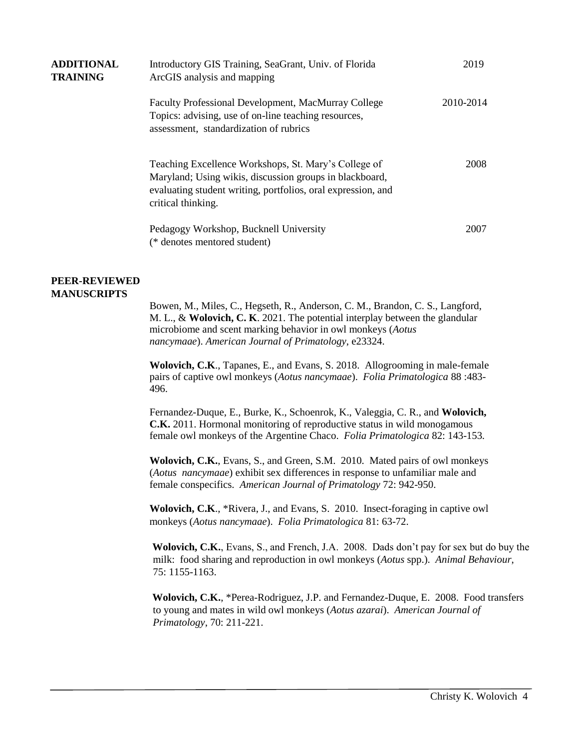## ADDITIONAL TRAINING

Introductory GIS Training, SeaGrant, Univ. of Florida — 2019
ArcGIS analysis and mapping

Faculty Professional Development, MacMurray College — 2010-2014
Topics: advising, use of on-line teaching resources, assessment, standardization of rubrics

Teaching Excellence Workshops, St. Mary's College of Maryland; Using wikis, discussion groups in blackboard, evaluating student writing, portfolios, oral expression, and critical thinking. — 2008

Pedagogy Workshop, Bucknell University — 2007
(* denotes mentored student)

## PEER-REVIEWED MANUSCRIPTS

Bowen, M., Miles, C., Hegseth, R., Anderson, C. M., Brandon, C. S., Langford, M. L., & **Wolovich, C. K**. 2021. The potential interplay between the glandular microbiome and scent marking behavior in owl monkeys (*Aotus nancymaae*). *American Journal of Primatology*, e23324.

**Wolovich, C.K**., Tapanes, E., and Evans, S. 2018. Allogrooming in male-female pairs of captive owl monkeys (*Aotus nancymaae*). *Folia Primatologica* 88 :483-496.

Fernandez-Duque, E., Burke, K., Schoenrok, K., Valeggia, C. R., and **Wolovich, C.K.** 2011. Hormonal monitoring of reproductive status in wild monogamous female owl monkeys of the Argentine Chaco. *Folia Primatologica* 82: 143-153.

**Wolovich, C.K.**, Evans, S., and Green, S.M. 2010. Mated pairs of owl monkeys (*Aotus nancymaae*) exhibit sex differences in response to unfamiliar male and female conspecifics. *American Journal of Primatology* 72: 942-950.

**Wolovich, C.K**., *Rivera, J., and Evans, S. 2010. Insect-foraging in captive owl monkeys (*Aotus nancymaae*). *Folia Primatologica* 81: 63-72.

**Wolovich, C.K.**, Evans, S., and French, J.A. 2008. Dads don't pay for sex but do buy the milk: food sharing and reproduction in owl monkeys (*Aotus* spp.). *Animal Behaviour*, 75: 1155-1163.

**Wolovich, C.K.**, *Perea-Rodriguez, J.P. and Fernandez-Duque, E. 2008. Food transfers to young and mates in wild owl monkeys (*Aotus azarai*). *American Journal of Primatology*, 70: 211-221.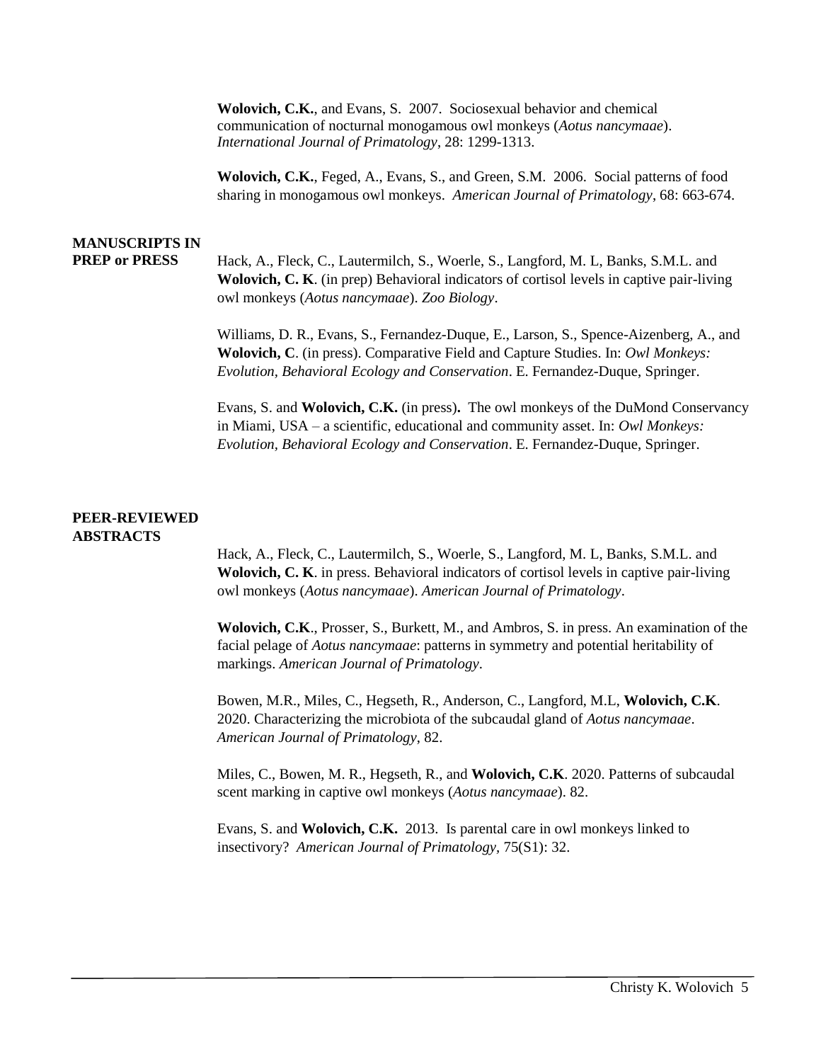**Wolovich, C.K.**, and Evans, S. 2007. Sociosexual behavior and chemical communication of nocturnal monogamous owl monkeys (*Aotus nancymaae*). *International Journal of Primatology*, 28: 1299-1313.

**Wolovich, C.K.**, Feged, A., Evans, S., and Green, S.M. 2006. Social patterns of food sharing in monogamous owl monkeys. *American Journal of Primatology*, 68: 663-674.

## MANUSCRIPTS IN PREP or PRESS

Hack, A., Fleck, C., Lautermilch, S., Woerle, S., Langford, M. L, Banks, S.M.L. and **Wolovich, C. K**. (in prep) Behavioral indicators of cortisol levels in captive pair-living owl monkeys (*Aotus nancymaae*). *Zoo Biology*.

Williams, D. R., Evans, S., Fernandez-Duque, E., Larson, S., Spence-Aizenberg, A., and **Wolovich, C**. (in press). Comparative Field and Capture Studies. In: *Owl Monkeys: Evolution, Behavioral Ecology and Conservation*. E. Fernandez-Duque, Springer.

Evans, S. and **Wolovich, C.K.** (in press**).** The owl monkeys of the DuMond Conservancy in Miami, USA – a scientific, educational and community asset. In: *Owl Monkeys: Evolution, Behavioral Ecology and Conservation*. E. Fernandez-Duque, Springer.

## PEER-REVIEWED ABSTRACTS

Hack, A., Fleck, C., Lautermilch, S., Woerle, S., Langford, M. L, Banks, S.M.L. and **Wolovich, C. K**. in press. Behavioral indicators of cortisol levels in captive pair-living owl monkeys (*Aotus nancymaae*). *American Journal of Primatology*.

**Wolovich, C.K**., Prosser, S., Burkett, M., and Ambros, S. in press. An examination of the facial pelage of *Aotus nancymaae*: patterns in symmetry and potential heritability of markings. *American Journal of Primatology*.

Bowen, M.R., Miles, C., Hegseth, R., Anderson, C., Langford, M.L, **Wolovich, C.K**. 2020. Characterizing the microbiota of the subcaudal gland of *Aotus nancymaae*. *American Journal of Primatology*, 82.

Miles, C., Bowen, M. R., Hegseth, R., and **Wolovich, C.K**. 2020. Patterns of subcaudal scent marking in captive owl monkeys (*Aotus nancymaae*). 82.

Evans, S. and **Wolovich, C.K.** 2013. Is parental care in owl monkeys linked to insectivory? *American Journal of Primatology*, 75(S1): 32.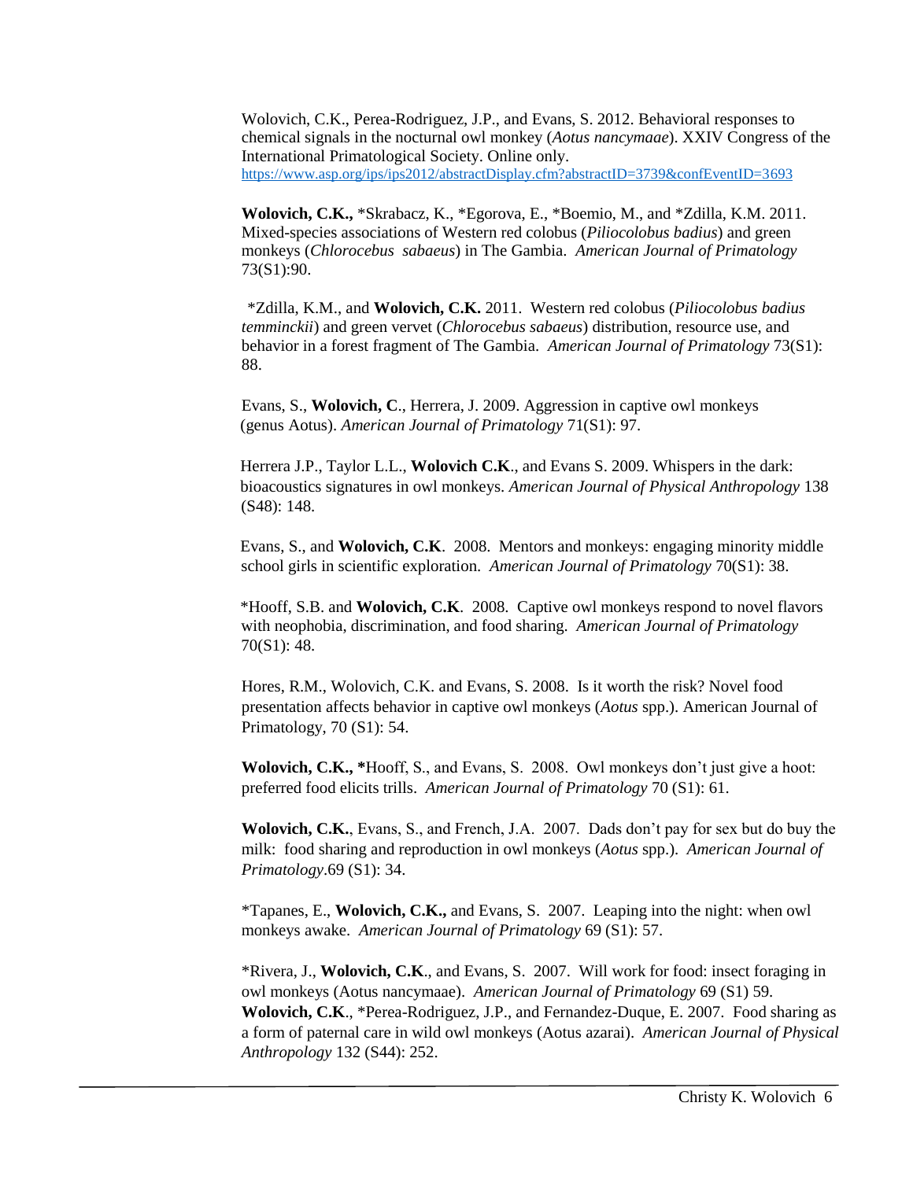Wolovich, C.K., Perea-Rodriguez, J.P., and Evans, S. 2012. Behavioral responses to chemical signals in the nocturnal owl monkey (*Aotus nancymaae*). XXIV Congress of the International Primatological Society. Online only. https://www.asp.org/ips/ips2012/abstractDisplay.cfm?abstractID=3739&confEventID=3693

**Wolovich, C.K.,** *Skrabacz, K., *Egorova, E., *Boemio, M., and *Zdilla, K.M. 2011. Mixed-species associations of Western red colobus (*Piliocolobus badius*) and green monkeys (*Chlorocebus sabaeus*) in The Gambia. *American Journal of Primatology* 73(S1):90.

*Zdilla, K.M., and **Wolovich, C.K.** 2011. Western red colobus (*Piliocolobus badius temminckii*) and green vervet (*Chlorocebus sabaeus*) distribution, resource use, and behavior in a forest fragment of The Gambia. *American Journal of Primatology* 73(S1): 88.

Evans, S., **Wolovich, C**., Herrera, J. 2009. Aggression in captive owl monkeys (genus Aotus). *American Journal of Primatology* 71(S1): 97.

Herrera J.P., Taylor L.L., **Wolovich C.K**., and Evans S. 2009. Whispers in the dark: bioacoustics signatures in owl monkeys. *American Journal of Physical Anthropology* 138 (S48): 148.

Evans, S., and **Wolovich, C.K**. 2008. Mentors and monkeys: engaging minority middle school girls in scientific exploration. *American Journal of Primatology* 70(S1): 38.

*Hooff, S.B. and **Wolovich, C.K**. 2008. Captive owl monkeys respond to novel flavors with neophobia, discrimination, and food sharing. *American Journal of Primatology* 70(S1): 48.

Hores, R.M., Wolovich, C.K. and Evans, S. 2008. Is it worth the risk? Novel food presentation affects behavior in captive owl monkeys (*Aotus* spp.). American Journal of Primatology, 70 (S1): 54.

**Wolovich, C.K., ***Hooff, S., and Evans, S. 2008. Owl monkeys don't just give a hoot: preferred food elicits trills. *American Journal of Primatology* 70 (S1): 61.

**Wolovich, C.K.**, Evans, S., and French, J.A. 2007. Dads don't pay for sex but do buy the milk: food sharing and reproduction in owl monkeys (*Aotus* spp.). *American Journal of Primatology*.69 (S1): 34.

*Tapanes, E., **Wolovich, C.K.,** and Evans, S. 2007. Leaping into the night: when owl monkeys awake. *American Journal of Primatology* 69 (S1): 57.

*Rivera, J., **Wolovich, C.K**., and Evans, S. 2007. Will work for food: insect foraging in owl monkeys (Aotus nancymaae). *American Journal of Primatology* 69 (S1) 59.

**Wolovich, C.K**., *Perea-Rodriguez, J.P., and Fernandez-Duque, E. 2007. Food sharing as a form of paternal care in wild owl monkeys (Aotus azarai). *American Journal of Physical Anthropology* 132 (S44): 252.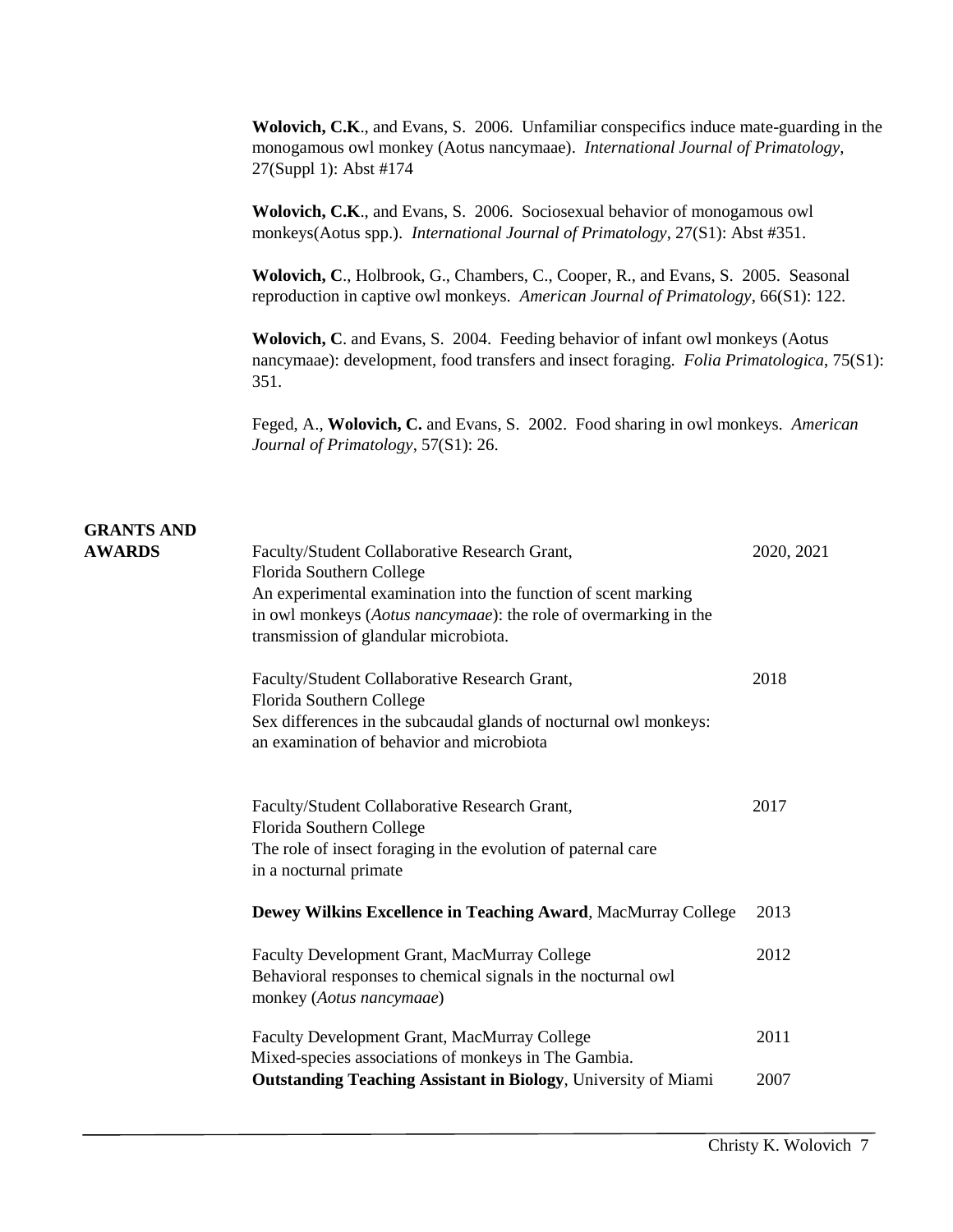**Wolovich, C.K**., and Evans, S. 2006. Unfamiliar conspecifics induce mate-guarding in the monogamous owl monkey (Aotus nancymaae). *International Journal of Primatology*, 27(Suppl 1): Abst #174

**Wolovich, C.K**., and Evans, S. 2006. Sociosexual behavior of monogamous owl monkeys(Aotus spp.). *International Journal of Primatology*, 27(S1): Abst #351.

**Wolovich, C**., Holbrook, G., Chambers, C., Cooper, R., and Evans, S. 2005. Seasonal reproduction in captive owl monkeys. *American Journal of Primatology*, 66(S1): 122.

**Wolovich, C**. and Evans, S. 2004. Feeding behavior of infant owl monkeys (Aotus nancymaae): development, food transfers and insect foraging. *Folia Primatologica*, 75(S1): 351.

Feged, A., **Wolovich, C.** and Evans, S. 2002. Food sharing in owl monkeys. *American Journal of Primatology*, 57(S1): 26.

## GRANTS AND AWARDS

Faculty/Student Collaborative Research Grant, Florida Southern College — 2020, 2021
An experimental examination into the function of scent marking in owl monkeys (*Aotus nancymaae*): the role of overmarking in the transmission of glandular microbiota.

Faculty/Student Collaborative Research Grant, Florida Southern College — 2018
Sex differences in the subcaudal glands of nocturnal owl monkeys: an examination of behavior and microbiota

Faculty/Student Collaborative Research Grant, Florida Southern College — 2017
The role of insect foraging in the evolution of paternal care in a nocturnal primate

**Dewey Wilkins Excellence in Teaching Award**, MacMurray College — 2013

Faculty Development Grant, MacMurray College — 2012
Behavioral responses to chemical signals in the nocturnal owl monkey (*Aotus nancymaae*)

Faculty Development Grant, MacMurray College — 2011
Mixed-species associations of monkeys in The Gambia.

**Outstanding Teaching Assistant in Biology**, University of Miami — 2007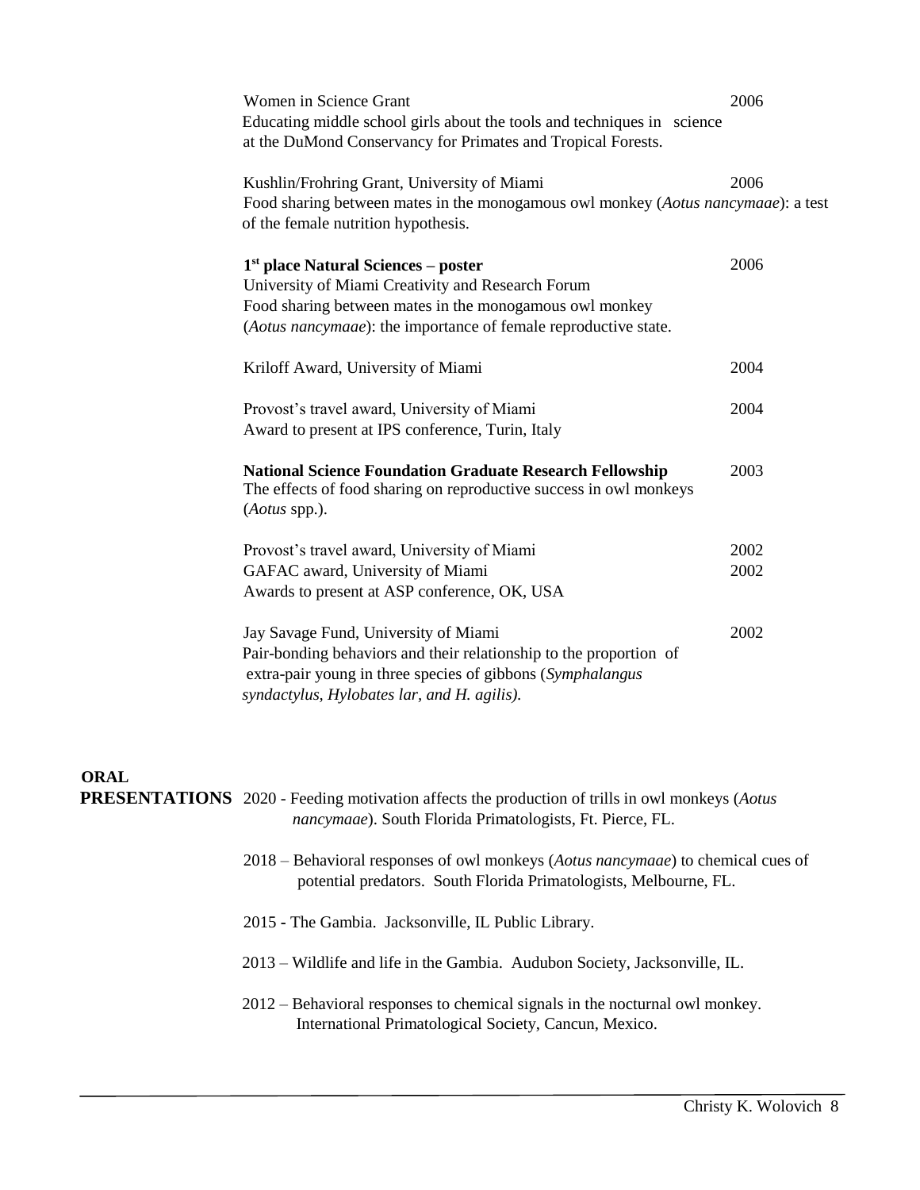Women in Science Grant 2006
Educating middle school girls about the tools and techniques in science at the DuMond Conservancy for Primates and Tropical Forests.

Kushlin/Frohring Grant, University of Miami 2006
Food sharing between mates in the monogamous owl monkey (*Aotus nancymaae*): a test of the female nutrition hypothesis.

**1st place Natural Sciences – poster** 2006
University of Miami Creativity and Research Forum
Food sharing between mates in the monogamous owl monkey (*Aotus nancymaae*): the importance of female reproductive state.

Kriloff Award, University of Miami 2004

Provost's travel award, University of Miami 2004
Award to present at IPS conference, Turin, Italy

**National Science Foundation Graduate Research Fellowship** 2003
The effects of food sharing on reproductive success in owl monkeys (*Aotus* spp.).

Provost's travel award, University of Miami 2002
GAFAC award, University of Miami 2002
Awards to present at ASP conference, OK, USA

Jay Savage Fund, University of Miami 2002
Pair-bonding behaviors and their relationship to the proportion of extra-pair young in three species of gibbons (*Symphalangus syndactylus, Hylobates lar, and H. agilis).*

## ORAL PRESENTATIONS

2020 - Feeding motivation affects the production of trills in owl monkeys (*Aotus nancymaae*). South Florida Primatologists, Ft. Pierce, FL.

2018 – Behavioral responses of owl monkeys (*Aotus nancymaae*) to chemical cues of potential predators. South Florida Primatologists, Melbourne, FL.

2015 - The Gambia. Jacksonville, IL Public Library.

2013 – Wildlife and life in the Gambia. Audubon Society, Jacksonville, IL.

2012 – Behavioral responses to chemical signals in the nocturnal owl monkey. International Primatological Society, Cancun, Mexico.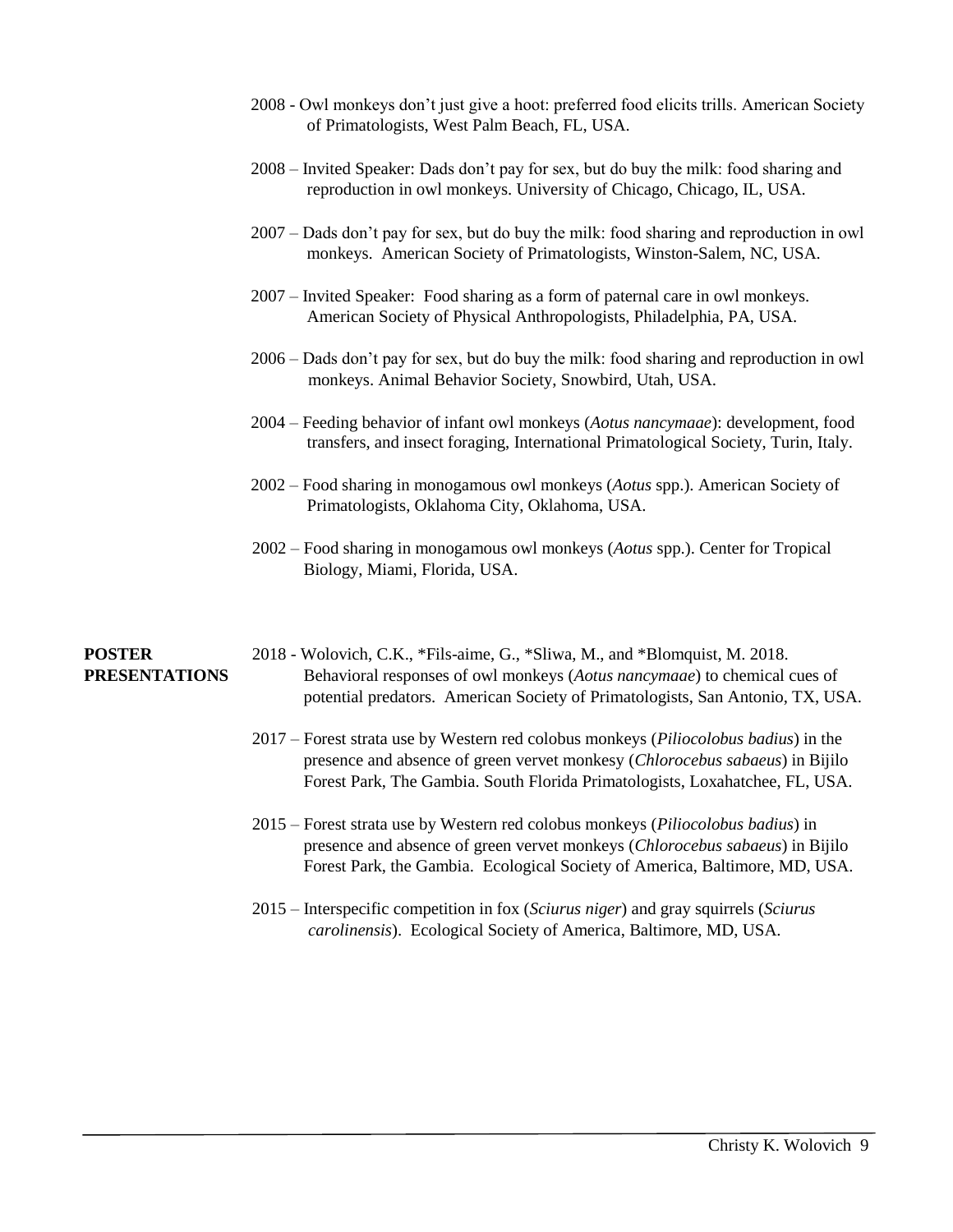2008 - Owl monkeys don't just give a hoot: preferred food elicits trills. American Society of Primatologists, West Palm Beach, FL, USA.

2008 – Invited Speaker: Dads don't pay for sex, but do buy the milk: food sharing and reproduction in owl monkeys. University of Chicago, Chicago, IL, USA.

2007 – Dads don't pay for sex, but do buy the milk: food sharing and reproduction in owl monkeys. American Society of Primatologists, Winston-Salem, NC, USA.

2007 – Invited Speaker: Food sharing as a form of paternal care in owl monkeys. American Society of Physical Anthropologists, Philadelphia, PA, USA.

2006 – Dads don't pay for sex, but do buy the milk: food sharing and reproduction in owl monkeys. Animal Behavior Society, Snowbird, Utah, USA.

2004 – Feeding behavior of infant owl monkeys (*Aotus nancymaae*): development, food transfers, and insect foraging, International Primatological Society, Turin, Italy.

2002 – Food sharing in monogamous owl monkeys (*Aotus* spp.). American Society of Primatologists, Oklahoma City, Oklahoma, USA.

2002 – Food sharing in monogamous owl monkeys (*Aotus* spp.). Center for Tropical Biology, Miami, Florida, USA.

**POSTER PRESENTATIONS**

2018 - Wolovich, C.K., *Fils-aime, G., *Sliwa, M., and *Blomquist, M. 2018. Behavioral responses of owl monkeys (*Aotus nancymaae*) to chemical cues of potential predators. American Society of Primatologists, San Antonio, TX, USA.

2017 – Forest strata use by Western red colobus monkeys (*Piliocolobus badius*) in the presence and absence of green vervet monkesy (*Chlorocebus sabaeus*) in Bijilo Forest Park, The Gambia. South Florida Primatologists, Loxahatchee, FL, USA.

2015 – Forest strata use by Western red colobus monkeys (*Piliocolobus badius*) in presence and absence of green vervet monkeys (*Chlorocebus sabaeus*) in Bijilo Forest Park, the Gambia. Ecological Society of America, Baltimore, MD, USA.

2015 – Interspecific competition in fox (*Sciurus niger*) and gray squirrels (*Sciurus carolinensis*). Ecological Society of America, Baltimore, MD, USA.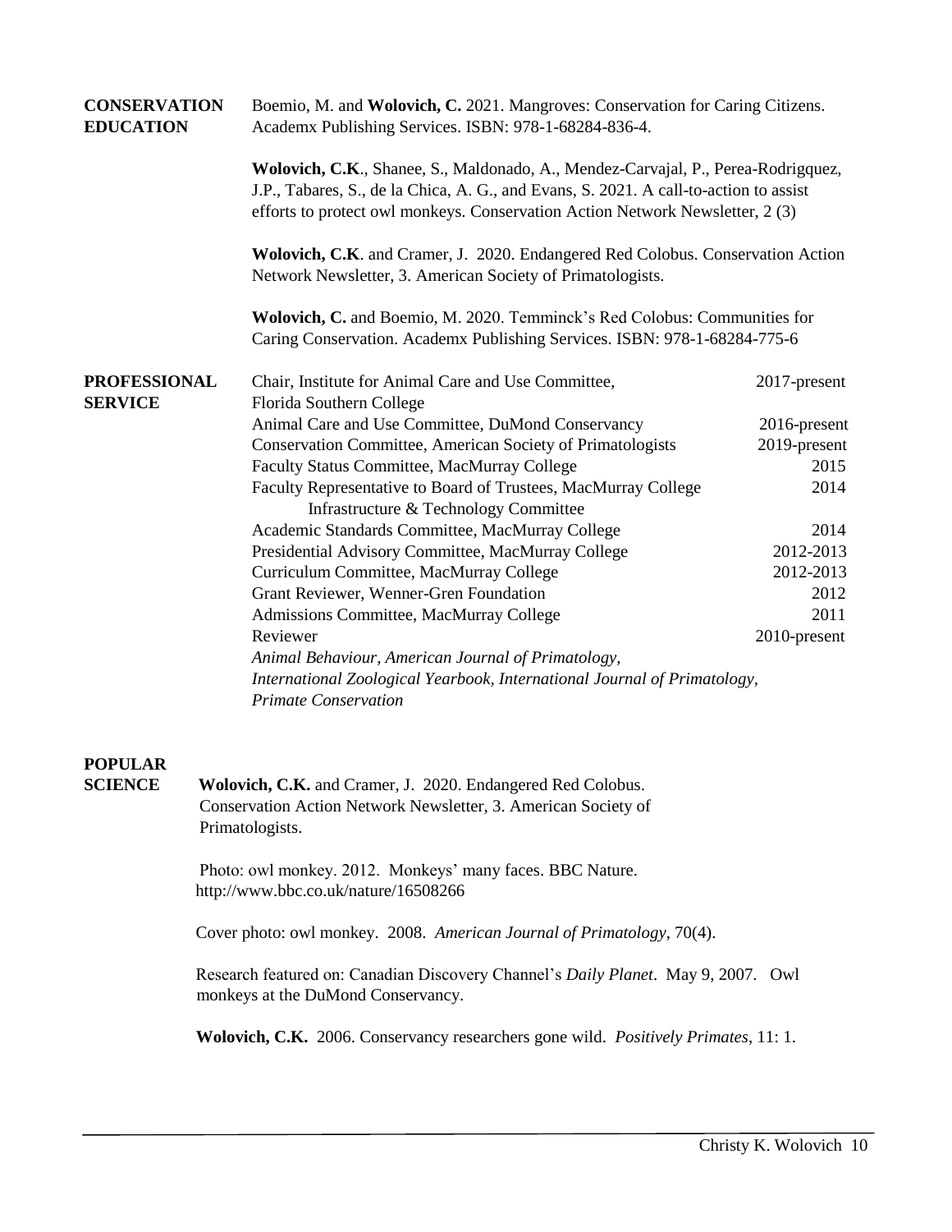## CONSERVATION EDUCATION

Boemio, M. and **Wolovich, C.** 2021. Mangroves: Conservation for Caring Citizens. Academx Publishing Services. ISBN: 978-1-68284-836-4.

**Wolovich, C.K**., Shanee, S., Maldonado, A., Mendez-Carvajal, P., Perea-Rodrigquez, J.P., Tabares, S., de la Chica, A. G., and Evans, S. 2021. A call-to-action to assist efforts to protect owl monkeys. Conservation Action Network Newsletter, 2 (3)

**Wolovich, C.K**. and Cramer, J. 2020. Endangered Red Colobus. Conservation Action Network Newsletter, 3. American Society of Primatologists.

**Wolovich, C.** and Boemio, M. 2020. Temminck's Red Colobus: Communities for Caring Conservation. Academx Publishing Services. ISBN: 978-1-68284-775-6

## PROFESSIONAL SERVICE

| | |
|---|---|
| Chair, Institute for Animal Care and Use Committee, Florida Southern College | 2017-present |
| Animal Care and Use Committee, DuMond Conservancy | 2016-present |
| Conservation Committee, American Society of Primatologists | 2019-present |
| Faculty Status Committee, MacMurray College | 2015 |
| Faculty Representative to Board of Trustees, MacMurray College Infrastructure & Technology Committee | 2014 |
| Academic Standards Committee, MacMurray College | 2014 |
| Presidential Advisory Committee, MacMurray College | 2012-2013 |
| Curriculum Committee, MacMurray College | 2012-2013 |
| Grant Reviewer, Wenner-Gren Foundation | 2012 |
| Admissions Committee, MacMurray College | 2011 |
| Reviewer | 2010-present |

*Animal Behaviour, American Journal of Primatology, International Zoological Yearbook, International Journal of Primatology, Primate Conservation*

## POPULAR SCIENCE

**Wolovich, C.K.** and Cramer, J. 2020. Endangered Red Colobus. Conservation Action Network Newsletter, 3. American Society of Primatologists.

Photo: owl monkey. 2012. Monkeys' many faces. BBC Nature. http://www.bbc.co.uk/nature/16508266

Cover photo: owl monkey. 2008. *American Journal of Primatology*, 70(4).

Research featured on: Canadian Discovery Channel's *Daily Planet*. May 9, 2007. Owl monkeys at the DuMond Conservancy.

**Wolovich, C.K.** 2006. Conservancy researchers gone wild. *Positively Primates*, 11: 1.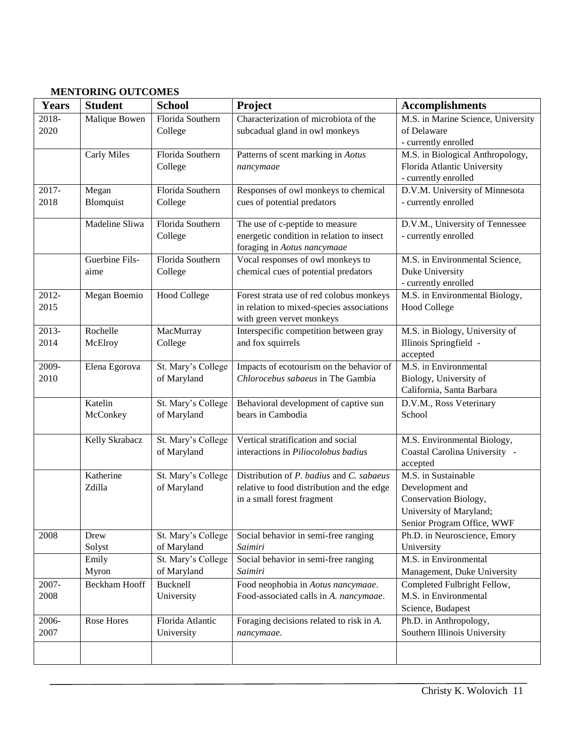**MENTORING OUTCOMES**

| Years | Student | School | Project | Accomplishments |
|---|---|---|---|---|
| 2018-2020 | Malique Bowen | Florida Southern College | Characterization of microbiota of the subcadual gland in owl monkeys | M.S. in Marine Science, University of Delaware - currently enrolled |
| | Carly Miles | Florida Southern College | Patterns of scent marking in *Aotus nancymaae* | M.S. in Biological Anthropology, Florida Atlantic University - currently enrolled |
| 2017-2018 | Megan Blomquist | Florida Southern College | Responses of owl monkeys to chemical cues of potential predators | D.V.M. University of Minnesota - currently enrolled |
| | Madeline Sliwa | Florida Southern College | The use of c-peptide to measure energetic condition in relation to insect foraging in *Aotus nancymaae* | D.V.M., University of Tennessee - currently enrolled |
| | Guerbine Fils-aime | Florida Southern College | Vocal responses of owl monkeys to chemical cues of potential predators | M.S. in Environmental Science, Duke University - currently enrolled |
| 2012-2015 | Megan Boemio | Hood College | Forest strata use of red colobus monkeys in relation to mixed-species associations with green vervet monkeys | M.S. in Environmental Biology, Hood College |
| 2013-2014 | Rochelle McElroy | MacMurray College | Interspecific competition between gray and fox squirrels | M.S. in Biology, University of Illinois Springfield - accepted |
| 2009-2010 | Elena Egorova | St. Mary's College of Maryland | Impacts of ecotourism on the behavior of *Chlorocebus sabaeus* in The Gambia | M.S. in Environmental Biology, University of California, Santa Barbara |
| | Katelin McConkey | St. Mary's College of Maryland | Behavioral development of captive sun bears in Cambodia | D.V.M., Ross Veterinary School |
| | Kelly Skrabacz | St. Mary's College of Maryland | Vertical stratification and social interactions in *Piliocolobus badius* | M.S. Environmental Biology, Coastal Carolina University - accepted |
| | Katherine Zdilla | St. Mary's College of Maryland | Distribution of *P. badius* and *C. sabaeus* relative to food distribution and the edge in a small forest fragment | M.S. in Sustainable Development and Conservation Biology, University of Maryland; Senior Program Office, WWF |
| 2008 | Drew Solyst | St. Mary's College of Maryland | Social behavior in semi-free ranging *Saimiri* | Ph.D. in Neuroscience, Emory University |
| | Emily Myron | St. Mary's College of Maryland | Social behavior in semi-free ranging *Saimiri* | M.S. in Environmental Management, Duke University |
| 2007-2008 | Beckham Hooff | Bucknell University | Food neophobia in *Aotus nancymaae*. Food-associated calls in *A. nancymaae*. | Completed Fulbright Fellow, M.S. in Environmental Science, Budapest |
| 2006-2007 | Rose Hores | Florida Atlantic University | Foraging decisions related to risk in *A. nancymaae*. | Ph.D. in Anthropology, Southern Illinois University |
| | | | | |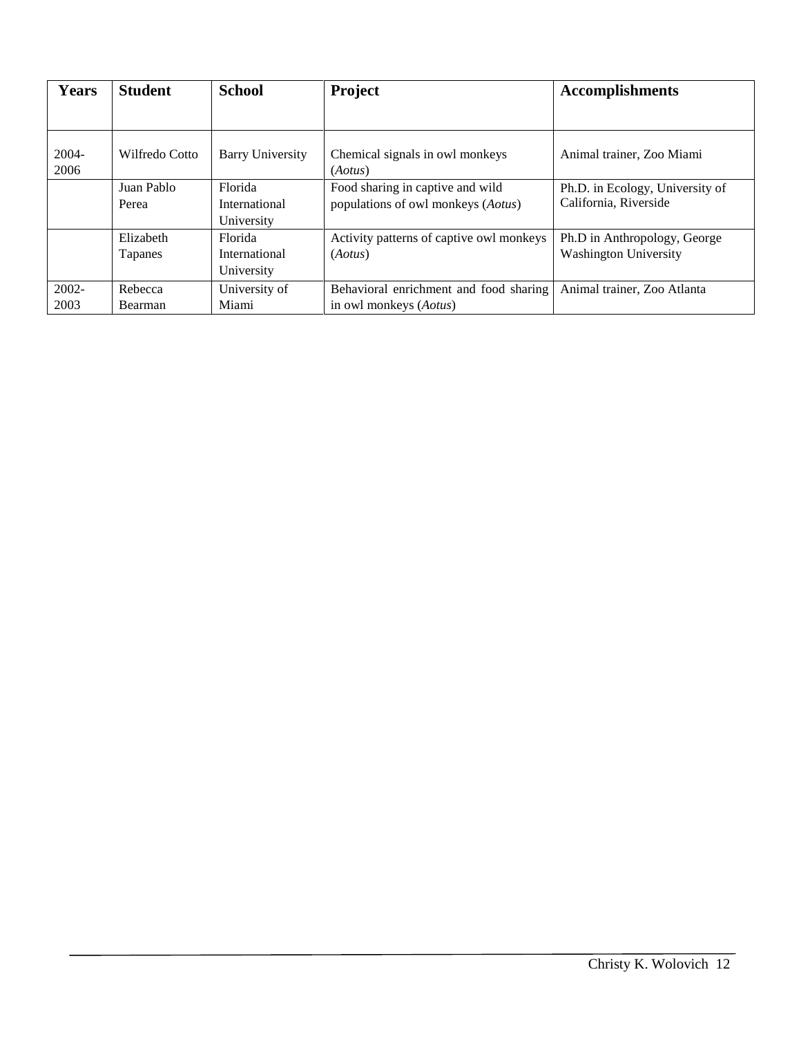| Years | Student | School | Project | Accomplishments |
|---|---|---|---|---|
| 2004-2006 | Wilfredo Cotto | Barry University | Chemical signals in owl monkeys (*Aotus*) | Animal trainer, Zoo Miami |
| | Juan Pablo Perea | Florida International University | Food sharing in captive and wild populations of owl monkeys (*Aotus*) | Ph.D. in Ecology, University of California, Riverside |
| | Elizabeth Tapanes | Florida International University | Activity patterns of captive owl monkeys (*Aotus*) | Ph.D in Anthropology, George Washington University |
| 2002-2003 | Rebecca Bearman | University of Miami | Behavioral enrichment and food sharing in owl monkeys (*Aotus*) | Animal trainer, Zoo Atlanta |